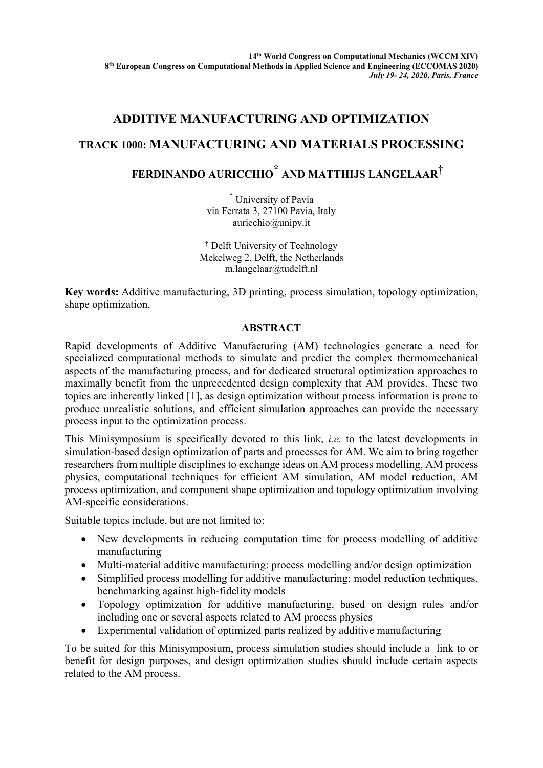# ADDITIVE MANUFACTURING AND OPTIMIZATION

## TRACK 1000: MANUFACTURING AND MATERIALS PROCESSING

### FERDINANDO AURICCHIO* AND MATTHIJS LANGELAAR†

\* University of Pavia
via Ferrata 3, 27100 Pavia, Italy
auricchio@unipv.it

† Delft University of Technology
Mekelweg 2, Delft, the Netherlands
m.langelaar@tudelft.nl

**Key words:** Additive manufacturing, 3D printing, process simulation, topology optimization, shape optimization.

## ABSTRACT

Rapid developments of Additive Manufacturing (AM) technologies generate a need for specialized computational methods to simulate and predict the complex thermomechanical aspects of the manufacturing process, and for dedicated structural optimization approaches to maximally benefit from the unprecedented design complexity that AM provides. These two topics are inherently linked [1], as design optimization without process information is prone to produce unrealistic solutions, and efficient simulation approaches can provide the necessary process input to the optimization process.

This Minisymposium is specifically devoted to this link, *i.e.* to the latest developments in simulation-based design optimization of parts and processes for AM. We aim to bring together researchers from multiple disciplines to exchange ideas on AM process modelling, AM process physics, computational techniques for efficient AM simulation, AM model reduction, AM process optimization, and component shape optimization and topology optimization involving AM-specific considerations.

Suitable topics include, but are not limited to:

- New developments in reducing computation time for process modelling of additive manufacturing
- Multi-material additive manufacturing: process modelling and/or design optimization
- Simplified process modelling for additive manufacturing: model reduction techniques, benchmarking against high-fidelity models
- Topology optimization for additive manufacturing, based on design rules and/or including one or several aspects related to AM process physics
- Experimental validation of optimized parts realized by additive manufacturing

To be suited for this Minisymposium, process simulation studies should include a link to or benefit for design purposes, and design optimization studies should include certain aspects related to the AM process.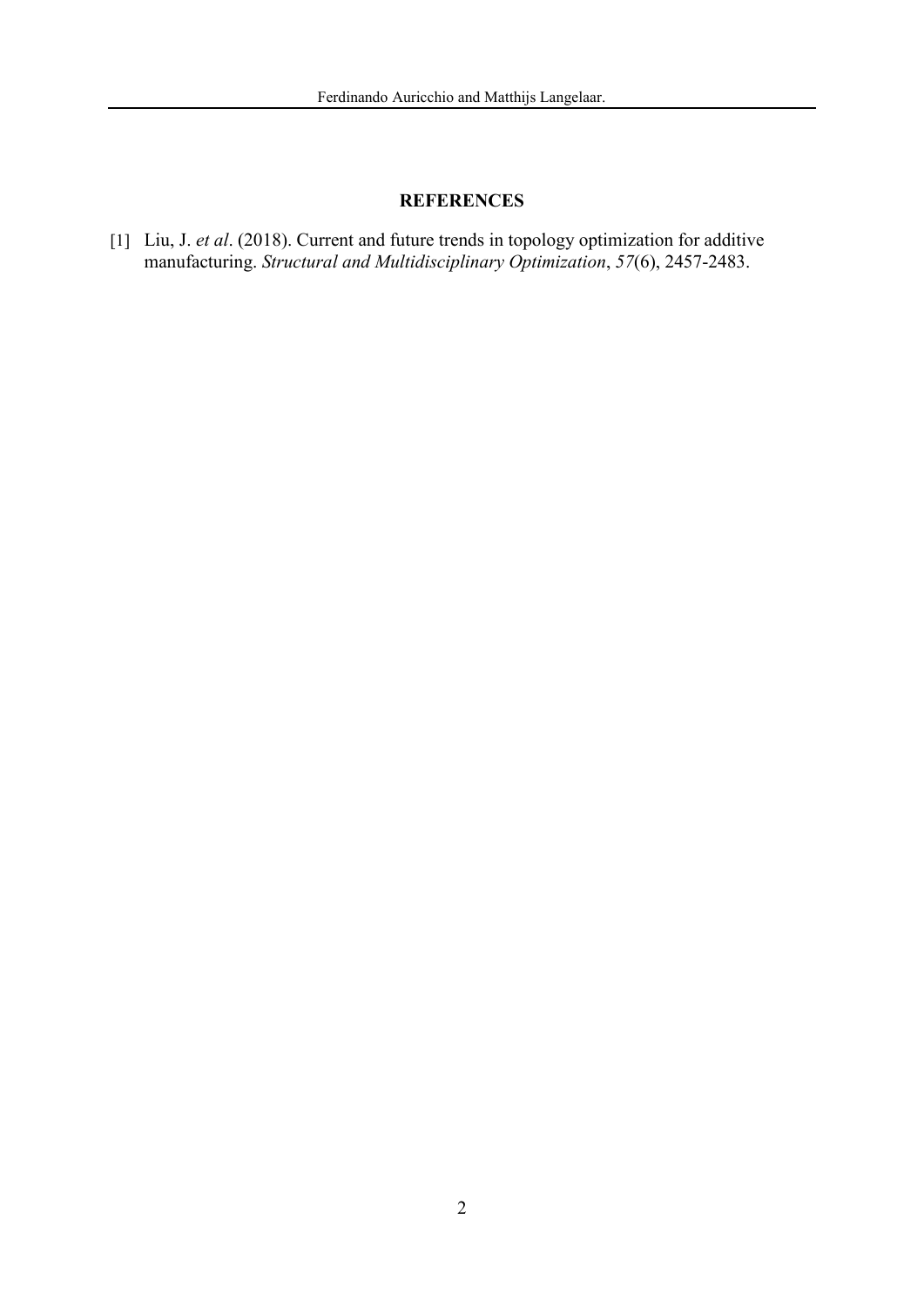## REFERENCES

[1] Liu, J. *et al*. (2018). Current and future trends in topology optimization for additive manufacturing. *Structural and Multidisciplinary Optimization*, *57*(6), 2457-2483.